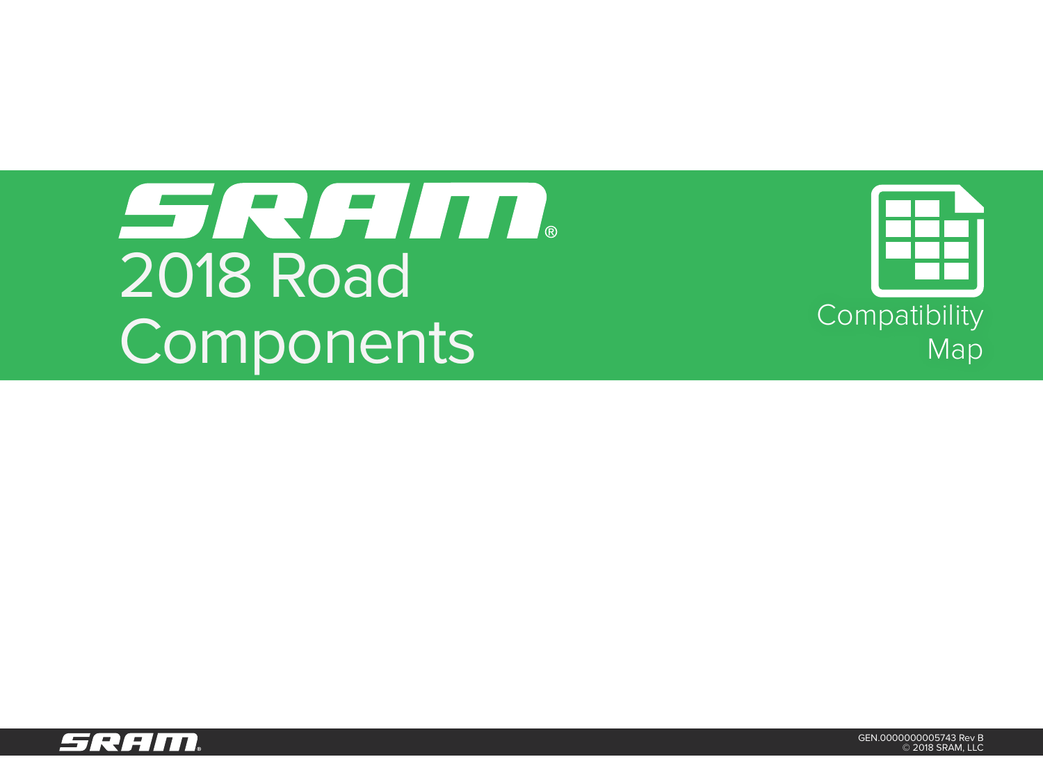# SRAM® 2018 Road Components

## Compatibility Map

GEN.0000000005743 Rev B
© 2018 SRAM, LLC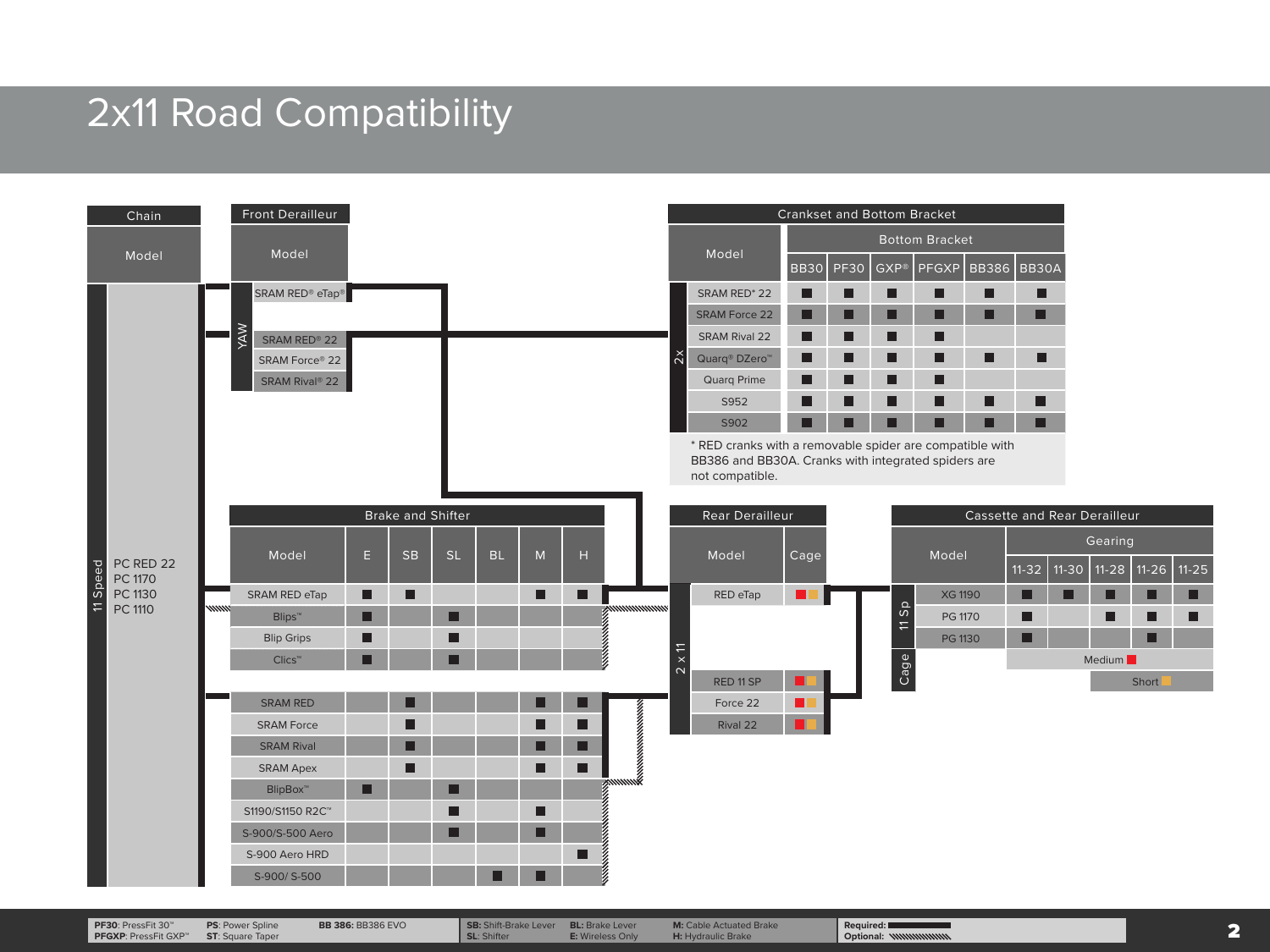# 2x11 Road Compatibility

## Chain

| | Model |
|---|---|
| 11 Speed | PC RED 22<br>PC 1170<br>PC 1130<br>PC 1110 |

## Front Derailleur

| | Model |
|---|---|
| YAW | SRAM RED® eTap® |
| | SRAM RED® 22 |
| | SRAM Force® 22 |
| | SRAM Rival® 22 |

## Crankset and Bottom Bracket

| | Model | BB30 | PF30 | GXP® | PFGXP | BB386 | BB30A |
|---|---|---|---|---|---|---|---|
| 2x | SRAM RED* 22 | ■ | ■ | ■ | ■ | ■ | ■ |
| | SRAM Force 22 | ■ | ■ | ■ | ■ | ■ | ■ |
| | SRAM Rival 22 | ■ | ■ | ■ | ■ | | |
| | Quarq® DZero™ | ■ | ■ | ■ | ■ | ■ | ■ |
| | Quarq Prime | ■ | ■ | ■ | ■ | | |
| | S952 | ■ | ■ | ■ | ■ | ■ | ■ |
| | S902 | ■ | ■ | ■ | ■ | ■ | ■ |

\* RED cranks with a removable spider are compatible with BB386 and BB30A. Cranks with integrated spiders are not compatible.

## Brake and Shifter

| Model | E | SB | SL | BL | M | H |
|---|---|---|---|---|---|---|
| SRAM RED eTap | ■ | ■ | | | ■ | ■ |
| Blips™ | ■ | | ■ | | | |
| Blip Grips | ■ | | ■ | | | |
| Clics™ | ■ | | ■ | | | |
| SRAM RED | | ■ | | | ■ | ■ |
| SRAM Force | | ■ | | | ■ | ■ |
| SRAM Rival | | ■ | | | ■ | ■ |
| SRAM Apex | | ■ | | | ■ | ■ |
| BlipBox™ | ■ | | ■ | | | |
| S1190/S1150 R2C™ | | | ■ | | ■ | |
| S-900/S-500 Aero | | | ■ | | ■ | |
| S-900 Aero HRD | | | | | | ■ |
| S-900/ S-500 | | | | ■ | ■ | |

## Rear Derailleur

| | Model | Cage |
|---|---|---|
| 2 x 11 | RED eTap | Medium, Short |
| | RED 11 SP | Medium, Short |
| | Force 22 | Medium, Short |
| | Rival 22 | Medium, Short |

## Cassette and Rear Derailleur

| | Model | 11-32 | 11-30 | 11-28 | 11-26 | 11-25 |
|---|---|---|---|---|---|---|
| 11 Sp | XG 1190 | ■ | ■ | ■ | ■ | ■ |
| | PG 1170 | ■ | | ■ | ■ | ■ |
| | PG 1130 | ■ | | | ■ | |
| Cage | | Medium | Medium | Medium | Short | Short |

**PF30**: PressFit 30™
**PFGXP**: PressFit GXP™
**PS**: Power Spline
**ST**: Square Taper
**BB 386**: BB386 EVO
**SB**: Shift-Brake Lever
**SL**: Shifter
**BL**: Brake Lever
**E**: Wireless Only
**M**: Cable Actuated Brake
**H**: Hydraulic Brake
**Required**: solid line
**Optional**: hatched line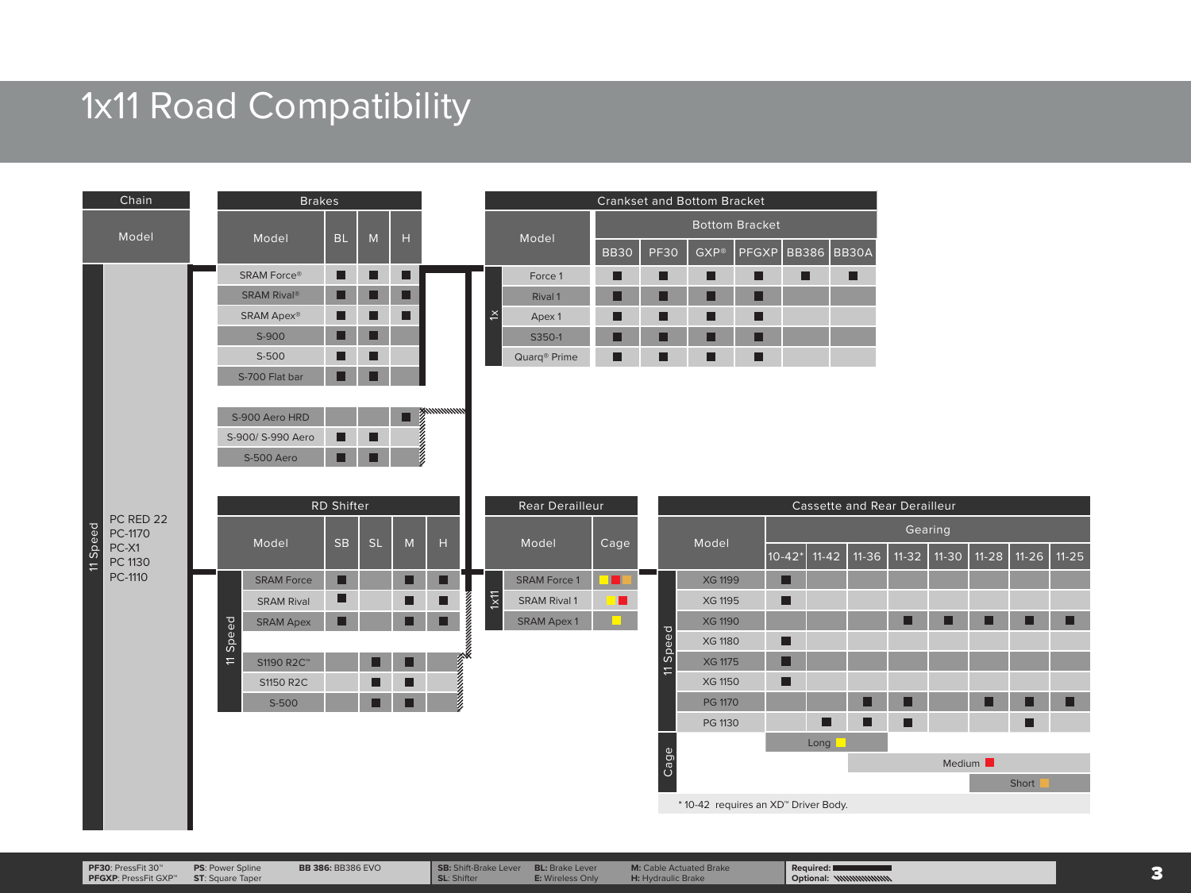# 1x11 Road Compatibility

## Chain

| Model | |
|---|---|
| 11 Speed | PC RED 22 |
| | PC-1170 |
| | PC-X1 |
| | PC 1130 |
| | PC-1110 |

## Brakes

| Model | BL | M | H |
|---|---|---|---|
| SRAM Force® | ■ | ■ | ■ |
| SRAM Rival® | ■ | ■ | ■ |
| SRAM Apex® | ■ | ■ | ■ |
| S-900 | ■ | ■ | |
| S-500 | ■ | ■ | |
| S-700 Flat bar | ■ | ■ | |
| S-900 Aero HRD | | | ■ |
| S-900/ S-990 Aero | ■ | ■ | |
| S-500 Aero | ■ | ■ | |

## Crankset and Bottom Bracket

| | Model | BB30 | PF30 | GXP® | PFGXP | BB386 | BB30A |
|---|---|---|---|---|---|---|---|
| 1x | Force 1 | ■ | ■ | ■ | ■ | ■ | ■ |
| | Rival 1 | ■ | ■ | ■ | ■ | | |
| | Apex 1 | ■ | ■ | ■ | ■ | | |
| | S350-1 | ■ | ■ | ■ | ■ | | |
| | Quarq® Prime | ■ | ■ | ■ | ■ | | |

## RD Shifter

| | Model | SB | SL | M | H |
|---|---|---|---|---|---|
| 11 Speed | SRAM Force | ■ | | ■ | ■ |
| | SRAM Rival | ■ | | ■ | ■ |
| | SRAM Apex | ■ | | ■ | ■ |
| | S1190 R2C™ | | ■ | ■ | |
| | S1150 R2C | | ■ | ■ | |
| | S-500 | | ■ | ■ | |

## Rear Derailleur

| | Model | Cage |
|---|---|---|
| 1x11 | SRAM Force 1 | Long, Medium, Short |
| | SRAM Rival 1 | Long, Medium |
| | SRAM Apex 1 | Long |

## Cassette and Rear Derailleur

| | Model | 10-42* | 11-42 | 11-36 | 11-32 | 11-30 | 11-28 | 11-26 | 11-25 |
|---|---|---|---|---|---|---|---|---|---|
| 11 Speed | XG 1199 | ■ | | | | | | | |
| | XG 1195 | ■ | | | | | | | |
| | XG 1190 | | | | ■ | ■ | ■ | ■ | ■ |
| | XG 1180 | ■ | | | | | | | |
| | XG 1175 | ■ | | | | | | | |
| | XG 1150 | ■ | | | | | | | |
| | PG 1170 | | | ■ | ■ | | ■ | ■ | ■ |
| | PG 1130 | | ■ | ■ | ■ | | | ■ | |
| Cage | Long | Long | Long | | | | | | |
| | Medium | | | Medium | Medium | Medium | Medium | Medium | Medium |
| | Short | | | | | | | Short | Short |

\* 10-42 requires an XD™ Driver Body.

**PF30**: PressFit 30™ **PFGXP**: PressFit GXP™ **PS**: Power Spline **ST**: Square Taper **BB 386**: BB386 EVO **SB**: Shift-Brake Lever **SL**: Shifter **BL**: Brake Lever **E**: Wireless Only **M**: Cable Actuated Brake **H**: Hydraulic Brake **Required**: solid line **Optional**: hatched line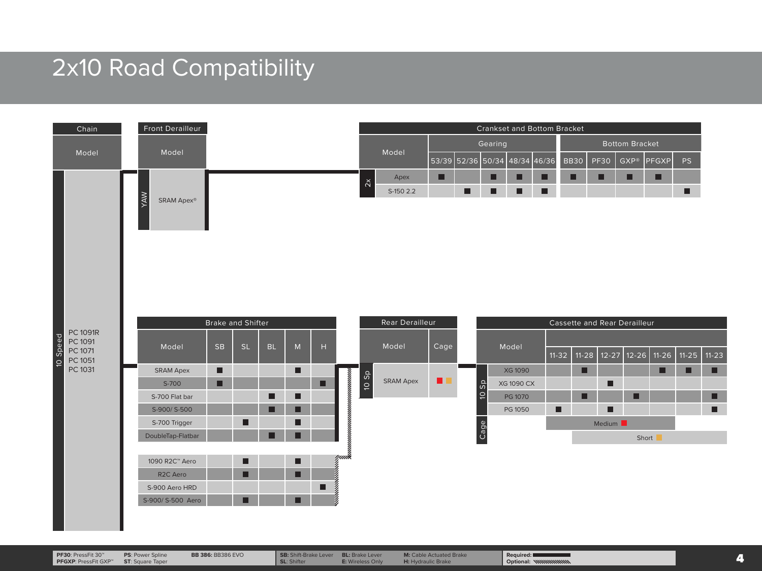# 2x10 Road Compatibility

## Chain

| Model |
|---|
| 10 Speed: PC 1091R, PC 1091, PC 1071, PC 1051, PC 1031 |

## Front Derailleur

| | Model |
|---|---|
| YAW | SRAM Apex® |

## Crankset and Bottom Bracket

| | Model | Gearing | | | | | Bottom Bracket | | | | |
|---|---|---|---|---|---|---|---|---|---|---|---|
| | | 53/39 | 52/36 | 50/34 | 48/34 | 46/36 | BB30 | PF30 | GXP® | PFGXP | PS |
| 2x | Apex | ■ | | ■ | ■ | ■ | ■ | ■ | ■ | ■ | |
| 2x | S-150 2.2 | | ■ | ■ | ■ | ■ | | | | | ■ |

## Brake and Shifter

| Model | SB | SL | BL | M | H |
|---|---|---|---|---|---|
| SRAM Apex | ■ | | | ■ | |
| S-700 | ■ | | | | ■ |
| S-700 Flat bar | | | ■ | ■ | |
| S-900/ S-500 | | | ■ | ■ | |
| S-700 Trigger | | ■ | | ■ | |
| DoubleTap-Flatbar | | | ■ | ■ | |
| 1090 R2C™ Aero | | ■ | | ■ | |
| R2C Aero | | ■ | | ■ | |
| S-900 Aero HRD | | | | | ■ |
| S-900/ S-500 Aero | | ■ | | ■ | |

## Rear Derailleur

| | Model | Cage |
|---|---|---|
| 10 Sp | SRAM Apex | Medium, Short |

## Cassette and Rear Derailleur

| | Model | 11-32 | 11-28 | 12-27 | 12-26 | 11-26 | 11-25 | 11-23 |
|---|---|---|---|---|---|---|---|---|
| 10 Sp | XG 1090 | | ■ | | | ■ | ■ | ■ |
| 10 Sp | XG 1090 CX | | | ■ | | | | |
| 10 Sp | PG 1070 | | ■ | | ■ | | | ■ |
| 10 Sp | PG 1050 | ■ | | ■ | | | | ■ |
| Cage | Medium | ■ | ■ | ■ | ■ | ■ | | |
| Cage | Short | | ■ | ■ | ■ | ■ | ■ | ■ |

**PF30**: PressFit 30™
**PFGXP**: PressFit GXP™
**PS**: Power Spline
**ST**: Square Taper
**BB 386**: BB386 EVO

**SB**: Shift-Brake Lever
**SL**: Shifter
**BL**: Brake Lever
**E**: Wireless Only
**M**: Cable Actuated Brake
**H**: Hydraulic Brake

**Required**: solid line
**Optional**: hatched line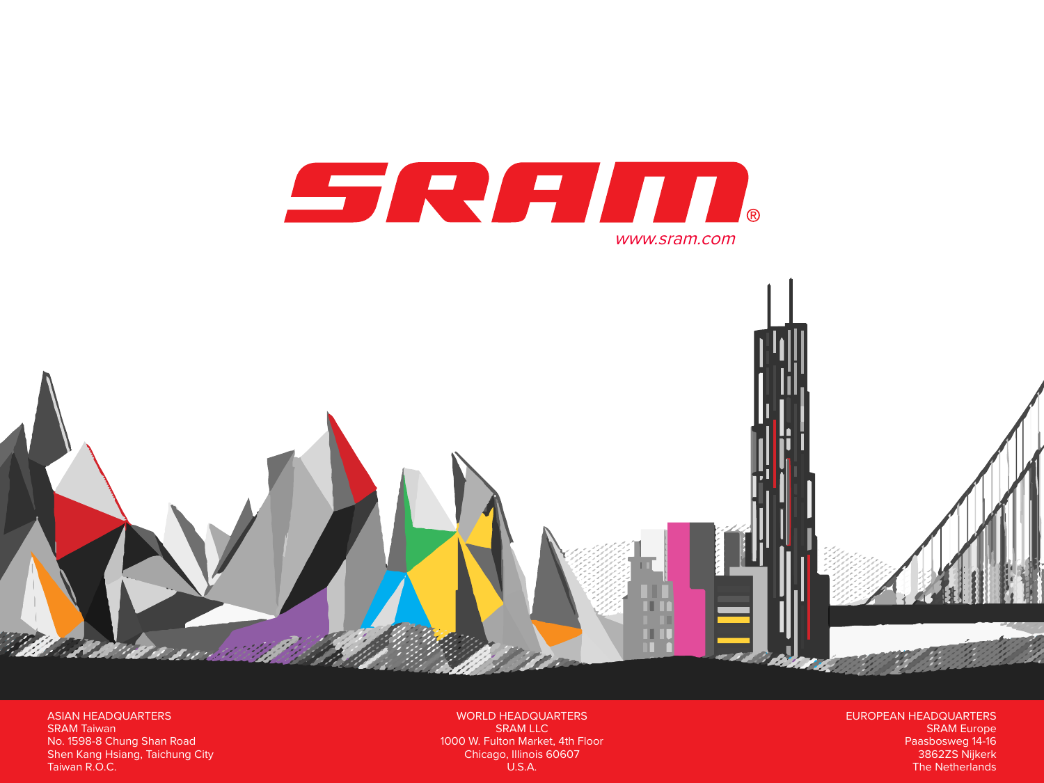# SRAM®

www.sram.com

ASIAN HEADQUARTERS
SRAM Taiwan
No. 1598-8 Chung Shan Road
Shen Kang Hsiang, Taichung City
Taiwan R.O.C.

WORLD HEADQUARTERS
SRAM LLC
1000 W. Fulton Market, 4th Floor
Chicago, Illinois 60607
U.S.A.

EUROPEAN HEADQUARTERS
SRAM Europe
Paasbosweg 14-16
3862ZS Nijkerk
The Netherlands